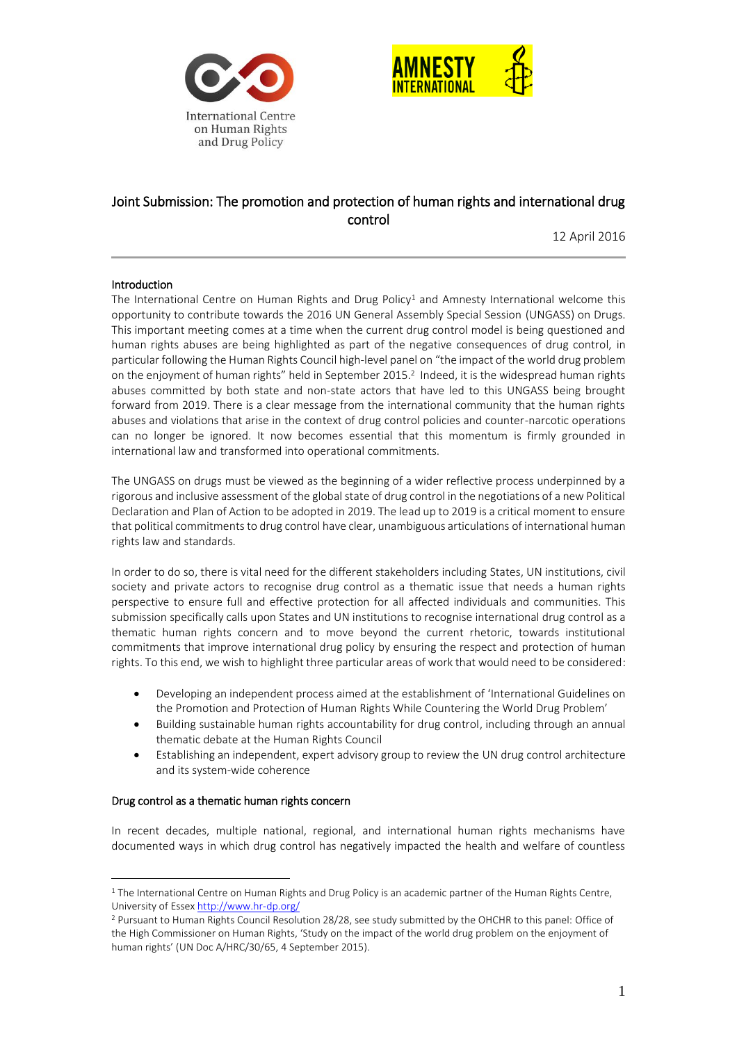International Centre on Human Rights and Drug Policy

AMNESTY INTERNATIONAL

# Joint Submission: The promotion and protection of human rights and international drug control

12 April 2016

## Introduction

The International Centre on Human Rights and Drug Policy[1] and Amnesty International welcome this opportunity to contribute towards the 2016 UN General Assembly Special Session (UNGASS) on Drugs. This important meeting comes at a time when the current drug control model is being questioned and human rights abuses are being highlighted as part of the negative consequences of drug control, in particular following the Human Rights Council high-level panel on "the impact of the world drug problem on the enjoyment of human rights" held in September 2015.[2] Indeed, it is the widespread human rights abuses committed by both state and non-state actors that have led to this UNGASS being brought forward from 2019. There is a clear message from the international community that the human rights abuses and violations that arise in the context of drug control policies and counter-narcotic operations can no longer be ignored. It now becomes essential that this momentum is firmly grounded in international law and transformed into operational commitments.

The UNGASS on drugs must be viewed as the beginning of a wider reflective process underpinned by a rigorous and inclusive assessment of the global state of drug control in the negotiations of a new Political Declaration and Plan of Action to be adopted in 2019. The lead up to 2019 is a critical moment to ensure that political commitments to drug control have clear, unambiguous articulations of international human rights law and standards.

In order to do so, there is vital need for the different stakeholders including States, UN institutions, civil society and private actors to recognise drug control as a thematic issue that needs a human rights perspective to ensure full and effective protection for all affected individuals and communities. This submission specifically calls upon States and UN institutions to recognise international drug control as a thematic human rights concern and to move beyond the current rhetoric, towards institutional commitments that improve international drug policy by ensuring the respect and protection of human rights. To this end, we wish to highlight three particular areas of work that would need to be considered:

- Developing an independent process aimed at the establishment of 'International Guidelines on the Promotion and Protection of Human Rights While Countering the World Drug Problem'
- Building sustainable human rights accountability for drug control, including through an annual thematic debate at the Human Rights Council
- Establishing an independent, expert advisory group to review the UN drug control architecture and its system-wide coherence

## Drug control as a thematic human rights concern

In recent decades, multiple national, regional, and international human rights mechanisms have documented ways in which drug control has negatively impacted the health and welfare of countless

---

[1] The International Centre on Human Rights and Drug Policy is an academic partner of the Human Rights Centre, University of Essex http://www.hr-dp.org/

[2] Pursuant to Human Rights Council Resolution 28/28, see study submitted by the OHCHR to this panel: Office of the High Commissioner on Human Rights, 'Study on the impact of the world drug problem on the enjoyment of human rights' (UN Doc A/HRC/30/65, 4 September 2015).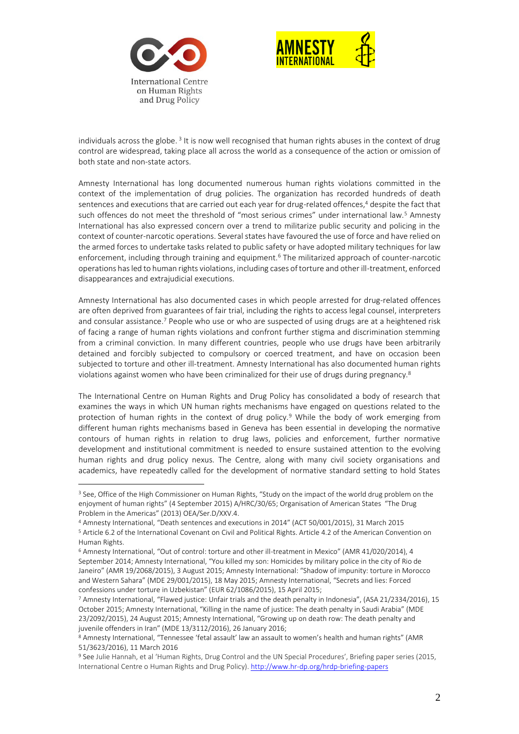individuals across the globe. [3] It is now well recognised that human rights abuses in the context of drug control are widespread, taking place all across the world as a consequence of the action or omission of both state and non-state actors.

Amnesty International has long documented numerous human rights violations committed in the context of the implementation of drug policies. The organization has recorded hundreds of death sentences and executions that are carried out each year for drug-related offences,[4] despite the fact that such offences do not meet the threshold of "most serious crimes" under international law.[5] Amnesty International has also expressed concern over a trend to militarize public security and policing in the context of counter-narcotic operations. Several states have favoured the use of force and have relied on the armed forces to undertake tasks related to public safety or have adopted military techniques for law enforcement, including through training and equipment.[6] The militarized approach of counter-narcotic operations has led to human rights violations, including cases of torture and other ill-treatment, enforced disappearances and extrajudicial executions.

Amnesty International has also documented cases in which people arrested for drug-related offences are often deprived from guarantees of fair trial, including the rights to access legal counsel, interpreters and consular assistance.[7] People who use or who are suspected of using drugs are at a heightened risk of facing a range of human rights violations and confront further stigma and discrimination stemming from a criminal conviction. In many different countries, people who use drugs have been arbitrarily detained and forcibly subjected to compulsory or coerced treatment, and have on occasion been subjected to torture and other ill-treatment. Amnesty International has also documented human rights violations against women who have been criminalized for their use of drugs during pregnancy.[8]

The International Centre on Human Rights and Drug Policy has consolidated a body of research that examines the ways in which UN human rights mechanisms have engaged on questions related to the protection of human rights in the context of drug policy.[9] While the body of work emerging from different human rights mechanisms based in Geneva has been essential in developing the normative contours of human rights in relation to drug laws, policies and enforcement, further normative development and institutional commitment is needed to ensure sustained attention to the evolving human rights and drug policy nexus. The Centre, along with many civil society organisations and academics, have repeatedly called for the development of normative standard setting to hold States

---

[3] See, Office of the High Commissioner on Human Rights, "Study on the impact of the world drug problem on the enjoyment of human rights" (4 September 2015) A/HRC/30/65; Organisation of American States "The Drug Problem in the Americas" (2013) OEA/Ser.D/XXV.4.

[4] Amnesty International, "Death sentences and executions in 2014" (ACT 50/001/2015), 31 March 2015

[5] Article 6.2 of the International Covenant on Civil and Political Rights. Article 4.2 of the American Convention on Human Rights.

[6] Amnesty International, "Out of control: torture and other ill-treatment in Mexico" (AMR 41/020/2014), 4 September 2014; Amnesty International, "You killed my son: Homicides by military police in the city of Rio de Janeiro" (AMR 19/2068/2015), 3 August 2015; Amnesty International: "Shadow of impunity: torture in Morocco and Western Sahara" (MDE 29/001/2015), 18 May 2015; Amnesty International, "Secrets and lies: Forced confessions under torture in Uzbekistan" (EUR 62/1086/2015), 15 April 2015;

[7] Amnesty International, "Flawed justice: Unfair trials and the death penalty in Indonesia", (ASA 21/2334/2016), 15 October 2015; Amnesty International, "Killing in the name of justice: The death penalty in Saudi Arabia" (MDE 23/2092/2015), 24 August 2015; Amnesty International, "Growing up on death row: The death penalty and juvenile offenders in Iran" (MDE 13/3112/2016), 26 January 2016;

[8] Amnesty International, "Tennessee 'fetal assault' law an assault to women's health and human rights" (AMR 51/3623/2016), 11 March 2016

[9] See Julie Hannah, et al 'Human Rights, Drug Control and the UN Special Procedures', Briefing paper series (2015, International Centre o Human Rights and Drug Policy). http://www.hr-dp.org/hrdp-briefing-papers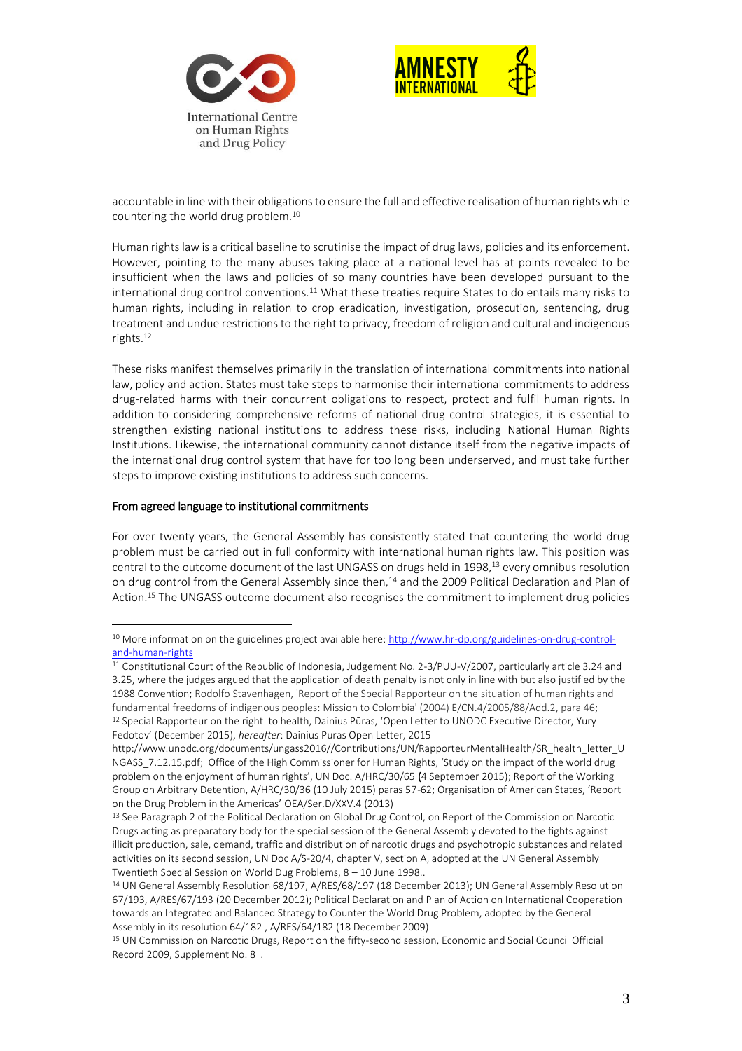accountable in line with their obligations to ensure the full and effective realisation of human rights while countering the world drug problem.[10]

Human rights law is a critical baseline to scrutinise the impact of drug laws, policies and its enforcement. However, pointing to the many abuses taking place at a national level has at points revealed to be insufficient when the laws and policies of so many countries have been developed pursuant to the international drug control conventions.[11] What these treaties require States to do entails many risks to human rights, including in relation to crop eradication, investigation, prosecution, sentencing, drug treatment and undue restrictions to the right to privacy, freedom of religion and cultural and indigenous rights.[12]

These risks manifest themselves primarily in the translation of international commitments into national law, policy and action. States must take steps to harmonise their international commitments to address drug-related harms with their concurrent obligations to respect, protect and fulfil human rights. In addition to considering comprehensive reforms of national drug control strategies, it is essential to strengthen existing national institutions to address these risks, including National Human Rights Institutions. Likewise, the international community cannot distance itself from the negative impacts of the international drug control system that have for too long been underserved, and must take further steps to improve existing institutions to address such concerns.

## From agreed language to institutional commitments

For over twenty years, the General Assembly has consistently stated that countering the world drug problem must be carried out in full conformity with international human rights law. This position was central to the outcome document of the last UNGASS on drugs held in 1998,[13] every omnibus resolution on drug control from the General Assembly since then,[14] and the 2009 Political Declaration and Plan of Action.[15] The UNGASS outcome document also recognises the commitment to implement drug policies

---

[10] More information on the guidelines project available here: http://www.hr-dp.org/guidelines-on-drug-control-and-human-rights

[11] Constitutional Court of the Republic of Indonesia, Judgement No. 2-3/PUU-V/2007, particularly article 3.24 and 3.25, where the judges argued that the application of death penalty is not only in line with but also justified by the 1988 Convention; Rodolfo Stavenhagen, 'Report of the Special Rapporteur on the situation of human rights and fundamental freedoms of indigenous peoples: Mission to Colombia' (2004) E/CN.4/2005/88/Add.2, para 46;

[12] Special Rapporteur on the right to health, Dainius Pūras, 'Open Letter to UNODC Executive Director, Yury Fedotov' (December 2015), *hereafter*: Dainius Puras Open Letter, 2015 http://www.unodc.org/documents/ungass2016//Contributions/UN/RapporteurMentalHealth/SR_health_letter_UNGASS_7.12.15.pdf; Office of the High Commissioner for Human Rights, 'Study on the impact of the world drug problem on the enjoyment of human rights', UN Doc. A/HRC/30/65 (4 September 2015); Report of the Working Group on Arbitrary Detention, A/HRC/30/36 (10 July 2015) paras 57-62; Organisation of American States, 'Report on the Drug Problem in the Americas' OEA/Ser.D/XXV.4 (2013)

[13] See Paragraph 2 of the Political Declaration on Global Drug Control, on Report of the Commission on Narcotic Drugs acting as preparatory body for the special session of the General Assembly devoted to the fights against illicit production, sale, demand, traffic and distribution of narcotic drugs and psychotropic substances and related activities on its second session, UN Doc A/S-20/4, chapter V, section A, adopted at the UN General Assembly Twentieth Special Session on World Dug Problems, 8 – 10 June 1998..

[14] UN General Assembly Resolution 68/197, A/RES/68/197 (18 December 2013); UN General Assembly Resolution 67/193, A/RES/67/193 (20 December 2012); Political Declaration and Plan of Action on International Cooperation towards an Integrated and Balanced Strategy to Counter the World Drug Problem, adopted by the General Assembly in its resolution 64/182 , A/RES/64/182 (18 December 2009)

[15] UN Commission on Narcotic Drugs, Report on the fifty-second session, Economic and Social Council Official Record 2009, Supplement No. 8 .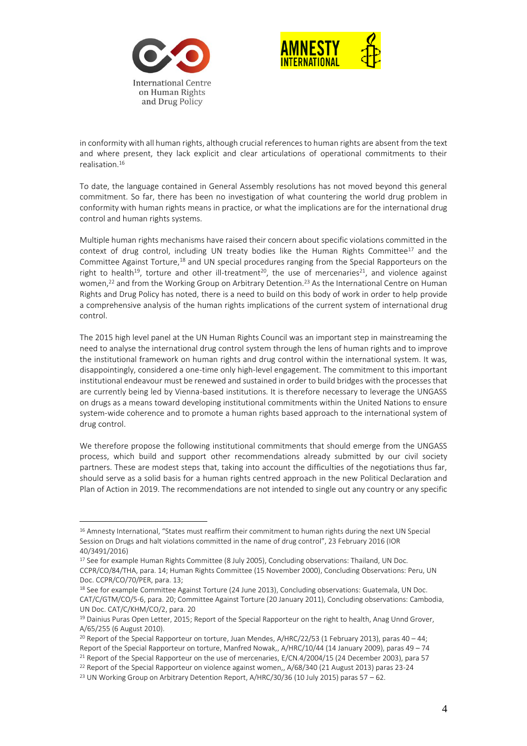in conformity with all human rights, although crucial references to human rights are absent from the text and where present, they lack explicit and clear articulations of operational commitments to their realisation.[16]

To date, the language contained in General Assembly resolutions has not moved beyond this general commitment. So far, there has been no investigation of what countering the world drug problem in conformity with human rights means in practice, or what the implications are for the international drug control and human rights systems.

Multiple human rights mechanisms have raised their concern about specific violations committed in the context of drug control, including UN treaty bodies like the Human Rights Committee[17] and the Committee Against Torture,[18] and UN special procedures ranging from the Special Rapporteurs on the right to health[19], torture and other ill-treatment[20], the use of mercenaries[21], and violence against women,[22] and from the Working Group on Arbitrary Detention.[23] As the International Centre on Human Rights and Drug Policy has noted, there is a need to build on this body of work in order to help provide a comprehensive analysis of the human rights implications of the current system of international drug control.

The 2015 high level panel at the UN Human Rights Council was an important step in mainstreaming the need to analyse the international drug control system through the lens of human rights and to improve the institutional framework on human rights and drug control within the international system. It was, disappointingly, considered a one-time only high-level engagement. The commitment to this important institutional endeavour must be renewed and sustained in order to build bridges with the processes that are currently being led by Vienna-based institutions. It is therefore necessary to leverage the UNGASS on drugs as a means toward developing institutional commitments within the United Nations to ensure system-wide coherence and to promote a human rights based approach to the international system of drug control.

We therefore propose the following institutional commitments that should emerge from the UNGASS process, which build and support other recommendations already submitted by our civil society partners. These are modest steps that, taking into account the difficulties of the negotiations thus far, should serve as a solid basis for a human rights centred approach in the new Political Declaration and Plan of Action in 2019. The recommendations are not intended to single out any country or any specific

---

[16] Amnesty International, "States must reaffirm their commitment to human rights during the next UN Special Session on Drugs and halt violations committed in the name of drug control", 23 February 2016 (IOR 40/3491/2016)

[17] See for example Human Rights Committee (8 July 2005), Concluding observations: Thailand, UN Doc. CCPR/CO/84/THA, para. 14; Human Rights Committee (15 November 2000), Concluding Observations: Peru, UN Doc. CCPR/CO/70/PER, para. 13;

[18] See for example Committee Against Torture (24 June 2013), Concluding observations: Guatemala, UN Doc. CAT/C/GTM/CO/5-6, para. 20; Committee Against Torture (20 January 2011), Concluding observations: Cambodia, UN Doc. CAT/C/KHM/CO/2, para. 20

[19] Dainius Puras Open Letter, 2015; Report of the Special Rapporteur on the right to health, Anag Unnd Grover, A/65/255 (6 August 2010).

[20] Report of the Special Rapporteur on torture, Juan Mendes, A/HRC/22/53 (1 February 2013), paras 40 – 44; Report of the Special Rapporteur on torture, Manfred Nowak,, A/HRC/10/44 (14 January 2009), paras 49 – 74

[21] Report of the Special Rapporteur on the use of mercenaries, E/CN.4/2004/15 (24 December 2003), para 57

[22] Report of the Special Rapporteur on violence against women,, A/68/340 (21 August 2013) paras 23-24

[23] UN Working Group on Arbitrary Detention Report, A/HRC/30/36 (10 July 2015) paras 57 – 62.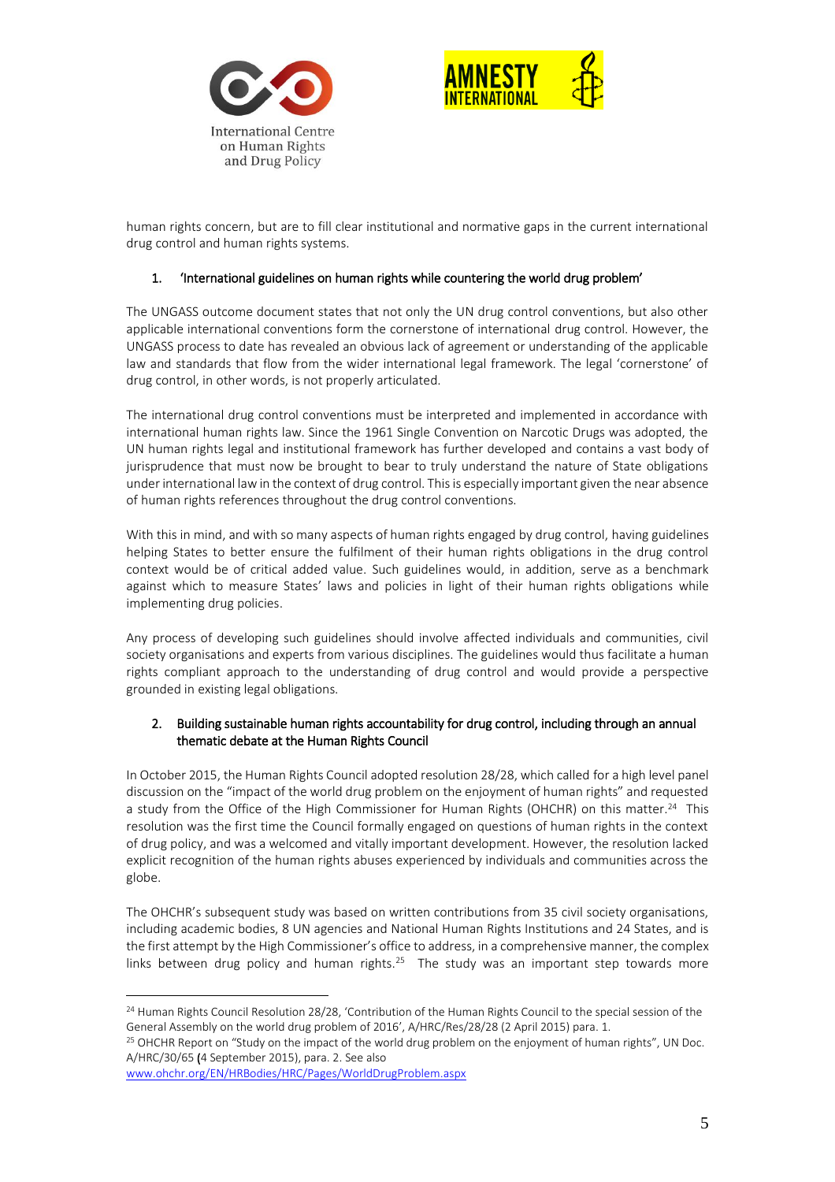human rights concern, but are to fill clear institutional and normative gaps in the current international drug control and human rights systems.

1. 'International guidelines on human rights while countering the world drug problem'

The UNGASS outcome document states that not only the UN drug control conventions, but also other applicable international conventions form the cornerstone of international drug control. However, the UNGASS process to date has revealed an obvious lack of agreement or understanding of the applicable law and standards that flow from the wider international legal framework. The legal 'cornerstone' of drug control, in other words, is not properly articulated.

The international drug control conventions must be interpreted and implemented in accordance with international human rights law. Since the 1961 Single Convention on Narcotic Drugs was adopted, the UN human rights legal and institutional framework has further developed and contains a vast body of jurisprudence that must now be brought to bear to truly understand the nature of State obligations under international law in the context of drug control. This is especially important given the near absence of human rights references throughout the drug control conventions.

With this in mind, and with so many aspects of human rights engaged by drug control, having guidelines helping States to better ensure the fulfilment of their human rights obligations in the drug control context would be of critical added value. Such guidelines would, in addition, serve as a benchmark against which to measure States' laws and policies in light of their human rights obligations while implementing drug policies.

Any process of developing such guidelines should involve affected individuals and communities, civil society organisations and experts from various disciplines. The guidelines would thus facilitate a human rights compliant approach to the understanding of drug control and would provide a perspective grounded in existing legal obligations.

2. Building sustainable human rights accountability for drug control, including through an annual thematic debate at the Human Rights Council

In October 2015, the Human Rights Council adopted resolution 28/28, which called for a high level panel discussion on the "impact of the world drug problem on the enjoyment of human rights" and requested a study from the Office of the High Commissioner for Human Rights (OHCHR) on this matter.[24] This resolution was the first time the Council formally engaged on questions of human rights in the context of drug policy, and was a welcomed and vitally important development. However, the resolution lacked explicit recognition of the human rights abuses experienced by individuals and communities across the globe.

The OHCHR's subsequent study was based on written contributions from 35 civil society organisations, including academic bodies, 8 UN agencies and National Human Rights Institutions and 24 States, and is the first attempt by the High Commissioner's office to address, in a comprehensive manner, the complex links between drug policy and human rights.[25] The study was an important step towards more

---

[24] Human Rights Council Resolution 28/28, 'Contribution of the Human Rights Council to the special session of the General Assembly on the world drug problem of 2016', A/HRC/Res/28/28 (2 April 2015) para. 1.

[25] OHCHR Report on "Study on the impact of the world drug problem on the enjoyment of human rights", UN Doc. A/HRC/30/65 (4 September 2015), para. 2. See also www.ohchr.org/EN/HRBodies/HRC/Pages/WorldDrugProblem.aspx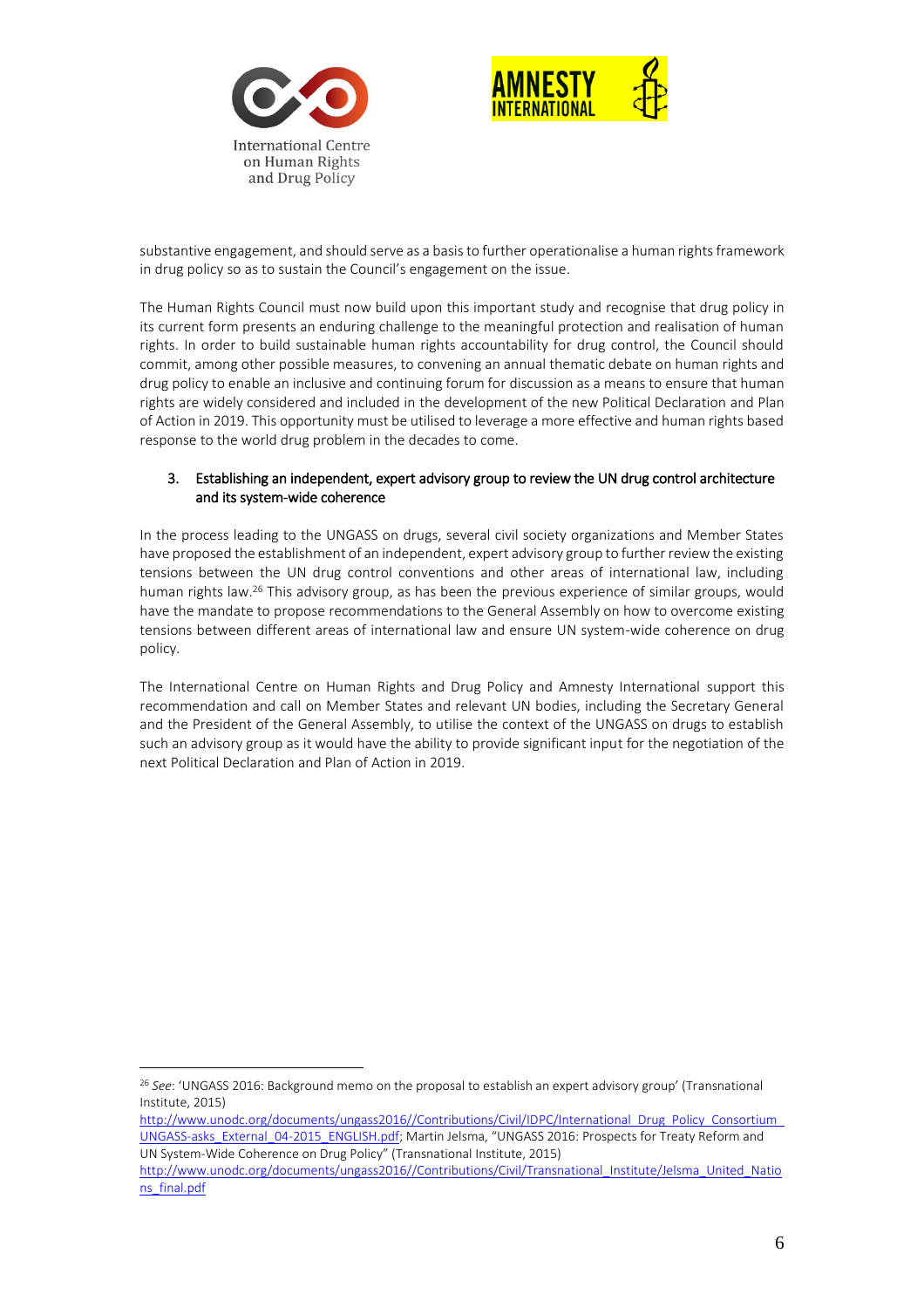substantive engagement, and should serve as a basis to further operationalise a human rights framework in drug policy so as to sustain the Council's engagement on the issue.

The Human Rights Council must now build upon this important study and recognise that drug policy in its current form presents an enduring challenge to the meaningful protection and realisation of human rights. In order to build sustainable human rights accountability for drug control, the Council should commit, among other possible measures, to convening an annual thematic debate on human rights and drug policy to enable an inclusive and continuing forum for discussion as a means to ensure that human rights are widely considered and included in the development of the new Political Declaration and Plan of Action in 2019. This opportunity must be utilised to leverage a more effective and human rights based response to the world drug problem in the decades to come.

### 3. Establishing an independent, expert advisory group to review the UN drug control architecture and its system-wide coherence

In the process leading to the UNGASS on drugs, several civil society organizations and Member States have proposed the establishment of an independent, expert advisory group to further review the existing tensions between the UN drug control conventions and other areas of international law, including human rights law.[26] This advisory group, as has been the previous experience of similar groups, would have the mandate to propose recommendations to the General Assembly on how to overcome existing tensions between different areas of international law and ensure UN system-wide coherence on drug policy.

The International Centre on Human Rights and Drug Policy and Amnesty International support this recommendation and call on Member States and relevant UN bodies, including the Secretary General and the President of the General Assembly, to utilise the context of the UNGASS on drugs to establish such an advisory group as it would have the ability to provide significant input for the negotiation of the next Political Declaration and Plan of Action in 2019.

---

[26] *See*: 'UNGASS 2016: Background memo on the proposal to establish an expert advisory group' (Transnational Institute, 2015) http://www.unodc.org/documents/ungass2016//Contributions/Civil/IDPC/International_Drug_Policy_Consortium_UNGASS-asks_External_04-2015_ENGLISH.pdf; Martin Jelsma, "UNGASS 2016: Prospects for Treaty Reform and UN System-Wide Coherence on Drug Policy" (Transnational Institute, 2015) http://www.unodc.org/documents/ungass2016//Contributions/Civil/Transnational_Institute/Jelsma_United_Nations_final.pdf